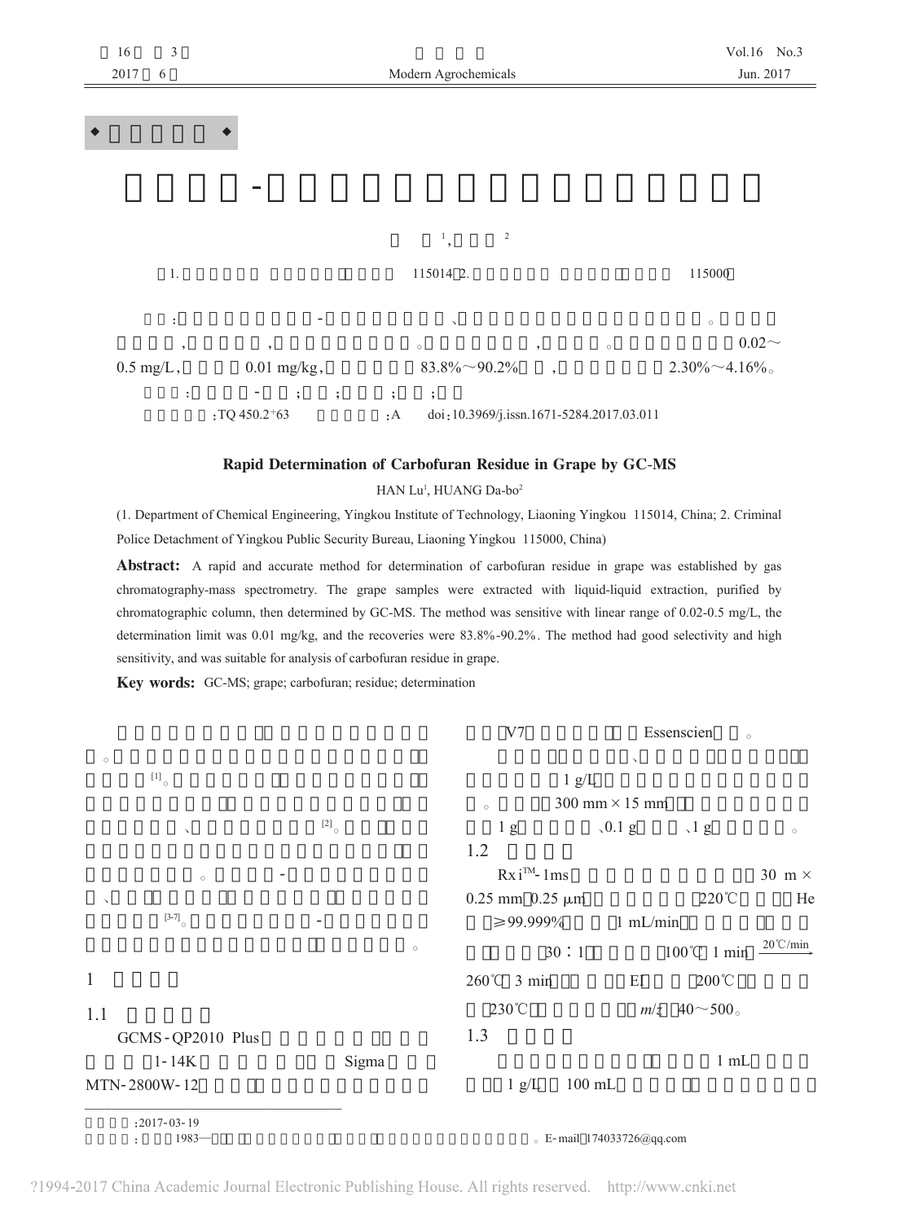◆ ◆

# -

[1], [2]

1. 115014 2. 115000

: - 、 。

, , 。 , 。 0.02～0.5 mg/L, 0.01 mg/kg, 83.8%～90.2% , 2.30%～4.16%。

: - ; ; ; ;

:TQ 450.2+63 :A doi:10.3969/j.issn.1671-5284.2017.03.011

## Rapid Determination of Carbofuran Residue in Grape by GC-MS

HAN Lu[1], HUANG Da-bo[2]

(1. Department of Chemical Engineering, Yingkou Institute of Technology, Liaoning Yingkou 115014, China; 2. Criminal Police Detachment of Yingkou Public Security Bureau, Liaoning Yingkou 115000, China)

**Abstract:** A rapid and accurate method for determination of carbofuran residue in grape was established by gas chromatography-mass spectrometry. The grape samples were extracted with liquid-liquid extraction, purified by chromatographic column, then determined by GC-MS. The method was sensitive with linear range of 0.02-0.5 mg/L, the determination limit was 0.01 mg/kg, and the recoveries were 83.8%-90.2%. The method had good selectivity and high sensitivity, and was suitable for analysis of carbofuran residue in grape.

**Key words:** GC-MS; grape; carbofuran; residue; determination

。 [1]。 、 [2]。 。 - 、 [3-7]。 - 。

## 1

### 1.1

GCMS-QP2010 Plus 1-14K Sigma MTN-2800W-12 V7 Essenscien 。

、 1 g/L 。 300 mm × 15 mm 1 g 、0.1 g 、1 g 。

### 1.2

Rxi™-1ms 30 m × 0.25 mm 0.25 μm 220℃ He ≥99.999% 1 mL/min 30∶1 100℃ 1 min $\xrightarrow{20℃/min}$ 260℃ 3 min EI 200℃ 230℃ $m/z$ 40～500。

### 1.3

1 mL 1 g/L 100 mL

---

:2017-03-19

: 1983— 。E-mail:174033726@qq.com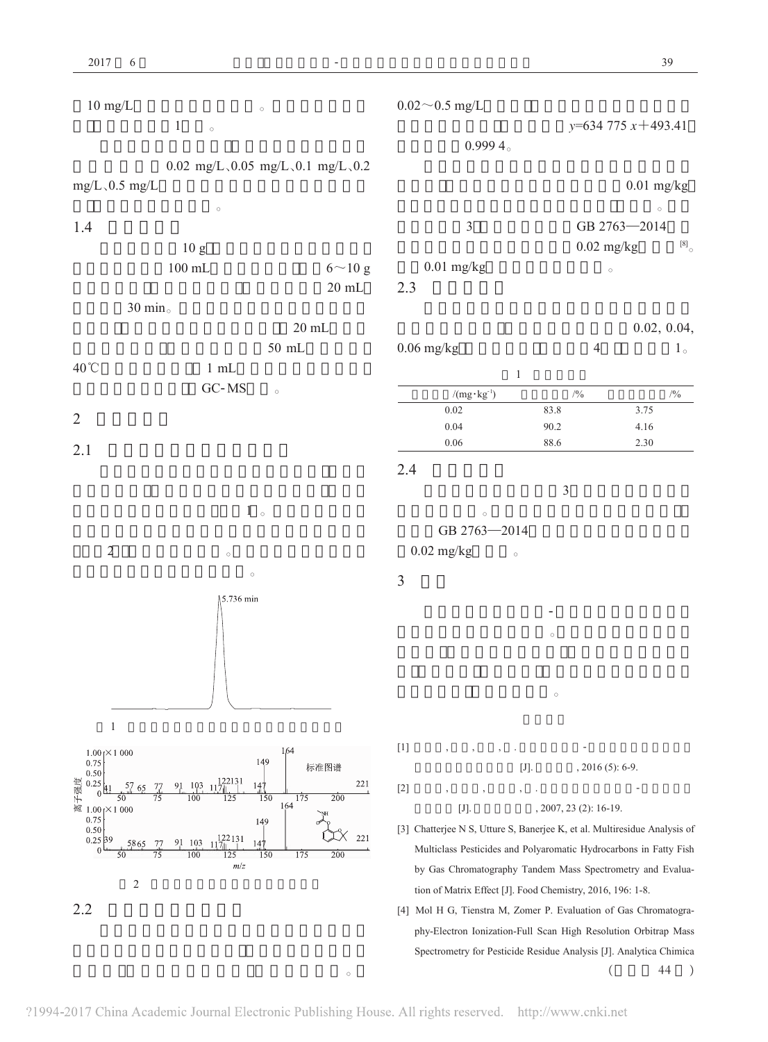10 mg/L 。
1 。

0.02 mg/L、0.05 mg/L、0.1 mg/L、0.2 mg/L、0.5 mg/L
。

## 1.4

10 g
100 mL 6～10 g
20 mL
30 min。
20 mL
50 mL
40℃ 1 mL
GC-MS 。

# 2

## 2.1

1 。
2 。
。

5.736 min

图 1

1.00 ×1 000
0.75
0.50
0.25
0
离子强度
41 57 65 77 91 103 117 122 131 147 149 164 221
标准图谱
50 75 100 125 150 175 200
1.00 ×1 000
0.75
0.50
0.25
0
39 58 65 77 91 103 117 122 131 147 149 164 221
50 75 100 125 150 175 200
m/z

图 2

## 2.2

。

0.02～0.5 mg/L
$y$=634 775 $x$+493.41
0.999 4。

0.01 mg/kg
。
3 GB 2763—2014
0.02 mg/kg [8]。
0.01 mg/kg 。

## 2.3

0.02, 0.04, 0.06 mg/kg 4 1。

表 1

| /(mg·kg$^{-1}$) | /% | /% |
| --- | --- | --- |
| 0.02 | 83.8 | 3.75 |
| 0.04 | 90.2 | 4.16 |
| 0.06 | 88.6 | 2.30 |

## 2.4

3
。
GB 2763—2014
0.02 mg/kg 。

# 3

-
。

。

[1] , , , . -
[J]. , 2016 (5): 6-9.

[2] , , , . -
[J]. , 2007, 23 (2): 16-19.

[3] Chatterjee N S, Utture S, Banerjee K, et al. Multiresidue Analysis of Multiclass Pesticides and Polyaromatic Hydrocarbons in Fatty Fish by Gas Chromatography Tandem Mass Spectrometry and Evaluation of Matrix Effect [J]. Food Chemistry, 2016, 196: 1-8.

[4] Mol H G, Tienstra M, Zomer P. Evaluation of Gas Chromatography-Electron Ionization-Full Scan High Resolution Orbitrap Mass Spectrometry for Pesticide Residue Analysis [J]. Analytica Chimica

( 44 )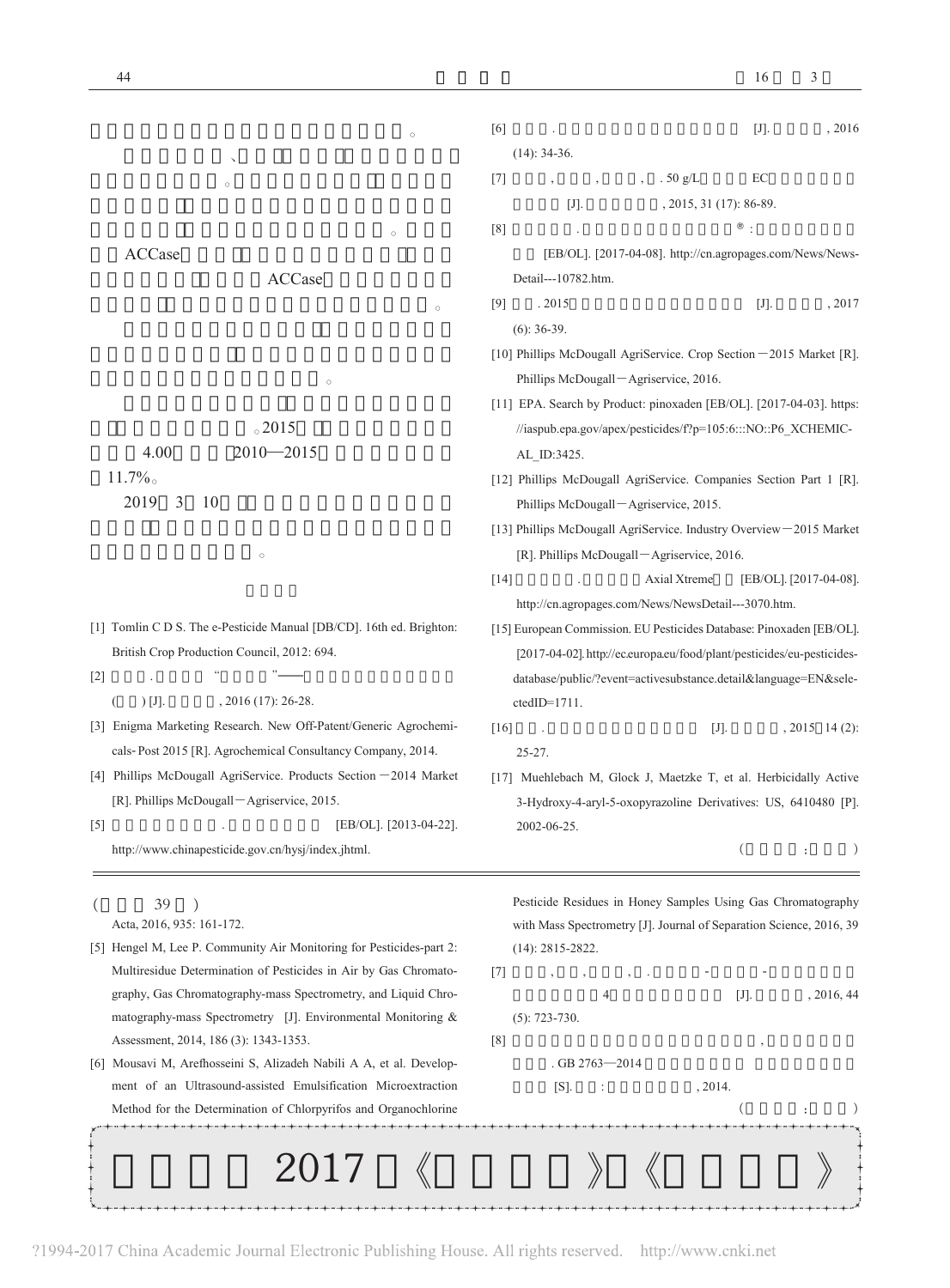。

、

。

。

ACCase

ACCase

。

。

。2015

4.00 2010—2015

11.7%。

2019 3 10

。

[1] Tomlin C D S. The e-Pesticide Manual [DB/CD]. 16th ed. Brighton: British Crop Production Council, 2012: 694.

[2] . “ ”——

( ) [J]. , 2016 (17): 26-28.

[3] Enigma Marketing Research. New Off-Patent/Generic Agrochemicals- Post 2015 [R]. Agrochemical Consultancy Company, 2014.

[4] Phillips McDougall AgriService. Products Section－2014 Market [R]. Phillips McDougall－Agriservice, 2015.

[5] . [EB/OL]. [2013-04-22]. http://www.chinapesticide.gov.cn/hysj/index.jhtml.

[6] . [J]. , 2016 (14): 34-36.

[7] , , , . 50 g/L EC [J]. , 2015, 31 (17): 86-89.

[8] . ® : [EB/OL]. [2017-04-08]. http://cn.agropages.com/News/NewsDetail---10782.htm.

[9] . 2015 [J]. , 2017 (6): 36-39.

[10] Phillips McDougall AgriService. Crop Section－2015 Market [R]. Phillips McDougall－Agriservice, 2016.

[11] EPA. Search by Product: pinoxaden [EB/OL]. [2017-04-03]. https://iaspub.epa.gov/apex/pesticides/f?p=105:6:::NO::P6_XCHEMICAL_ID:3425.

[12] Phillips McDougall AgriService. Companies Section Part 1 [R]. Phillips McDougall－Agriservice, 2015.

[13] Phillips McDougall AgriService. Industry Overview－2015 Market [R]. Phillips McDougall－Agriservice, 2016.

[14] . Axial Xtreme [EB/OL]. [2017-04-08]. http://cn.agropages.com/News/NewsDetail---3070.htm.

[15] European Commission. EU Pesticides Database: Pinoxaden [EB/OL]. [2017-04-02]. http://ec.europa.eu/food/plant/pesticides/eu-pesticides-database/public/?event=activesubstance.detail&language=EN&selectedID=1711.

[16] . [J]. , 2015, 14 (2): 25-27.

[17] Muehlebach M, Glock J, Maetzke T, et al. Herbicidally Active 3-Hydroxy-4-aryl-5-oxopyrazoline Derivatives: US, 6410480 [P]. 2002-06-25.

( : )

---

( 39 )

Acta, 2016, 935: 161-172.

[5] Hengel M, Lee P. Community Air Monitoring for Pesticides-part 2: Multiresidue Determination of Pesticides in Air by Gas Chromatography, Gas Chromatography-mass Spectrometry, and Liquid Chromatography-mass Spectrometry [J]. Environmental Monitoring & Assessment, 2014, 186 (3): 1343-1353.

[6] Mousavi M, Arefhosseini S, Alizadeh Nabili A A, et al. Development of an Ultrasound-assisted Emulsification Microextraction Method for the Determination of Chlorpyrifos and Organochlorine Pesticide Residues in Honey Samples Using Gas Chromatography with Mass Spectrometry [J]. Journal of Separation Science, 2016, 39 (14): 2815-2822.

[7] , , , . - - 4 [J]. , 2016, 44 (5): 723-730.

[8] , . GB 2763—2014 [S]. : , 2014.

( : )

2017 《 》《 》